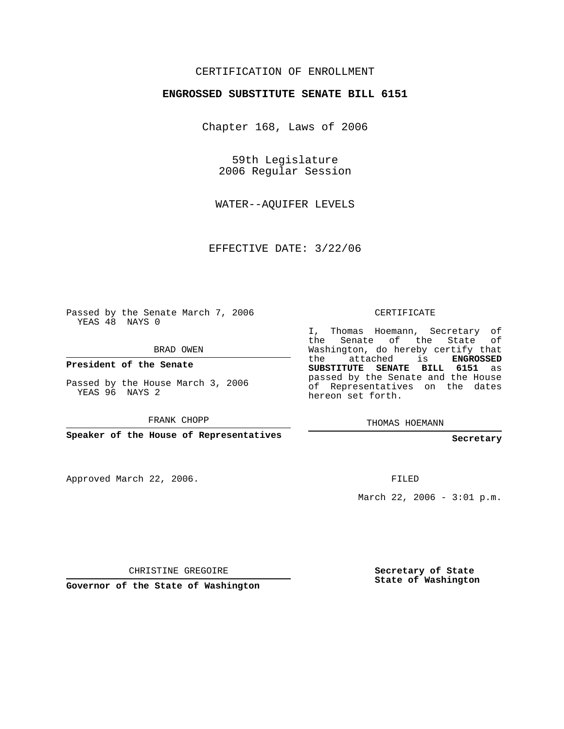CERTIFICATION OF ENROLLMENT

**ENGROSSED SUBSTITUTE SENATE BILL 6151**

Chapter 168, Laws of 2006

59th Legislature
2006 Regular Session

WATER--AQUIFER LEVELS

EFFECTIVE DATE: 3/22/06

Passed by the Senate March 7, 2006
YEAS 48 NAYS 0

BRAD OWEN

**President of the Senate**

Passed by the House March 3, 2006
YEAS 96 NAYS 2

FRANK CHOPP

**Speaker of the House of Representatives**

Approved March 22, 2006.

CHRISTINE GREGOIRE

**Governor of the State of Washington**

CERTIFICATE

I, Thomas Hoemann, Secretary of the Senate of the State of Washington, do hereby certify that the attached is **ENGROSSED SUBSTITUTE SENATE BILL 6151** as passed by the Senate and the House of Representatives on the dates hereon set forth.

THOMAS HOEMANN

**Secretary**

FILED

March 22, 2006 - 3:01 p.m.

**Secretary of State**
**State of Washington**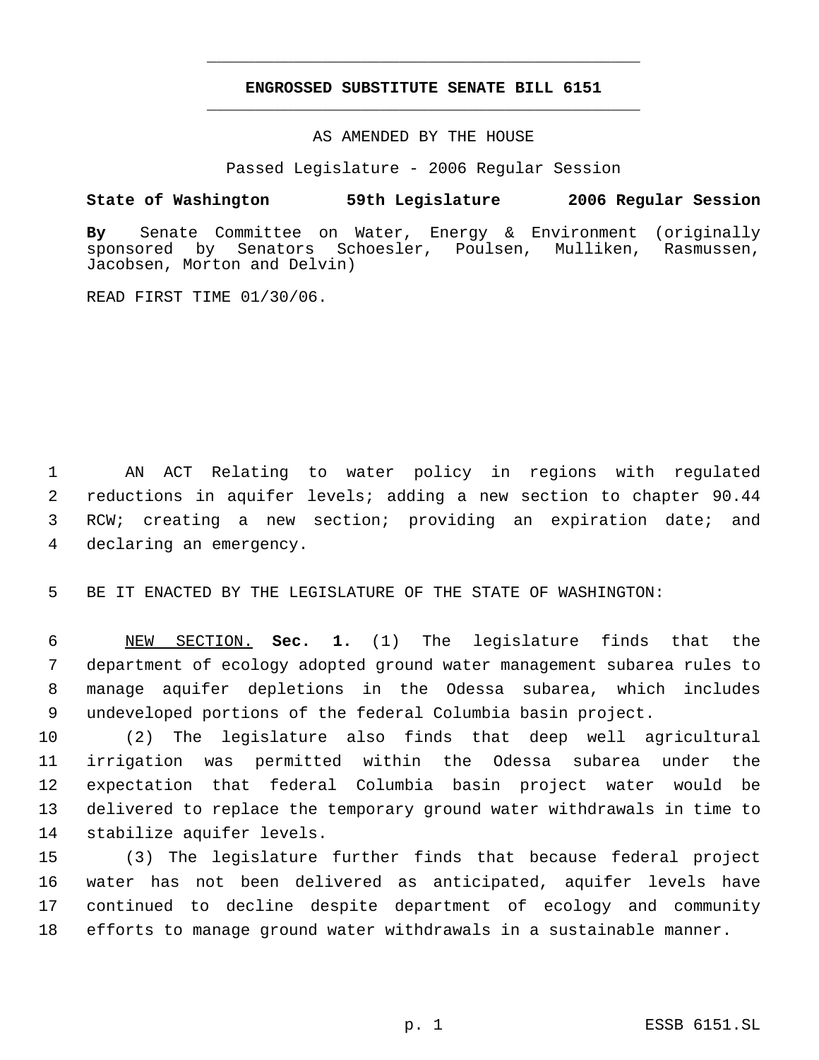# ENGROSSED SUBSTITUTE SENATE BILL 6151

AS AMENDED BY THE HOUSE

Passed Legislature - 2006 Regular Session

**State of Washington 59th Legislature 2006 Regular Session**

**By** Senate Committee on Water, Energy & Environment (originally sponsored by Senators Schoesler, Poulsen, Mulliken, Rasmussen, Jacobsen, Morton and Delvin)

READ FIRST TIME 01/30/06.

AN ACT Relating to water policy in regions with regulated reductions in aquifer levels; adding a new section to chapter 90.44 RCW; creating a new section; providing an expiration date; and declaring an emergency.

BE IT ENACTED BY THE LEGISLATURE OF THE STATE OF WASHINGTON:

NEW SECTION. **Sec. 1.** (1) The legislature finds that the department of ecology adopted ground water management subarea rules to manage aquifer depletions in the Odessa subarea, which includes undeveloped portions of the federal Columbia basin project.

(2) The legislature also finds that deep well agricultural irrigation was permitted within the Odessa subarea under the expectation that federal Columbia basin project water would be delivered to replace the temporary ground water withdrawals in time to stabilize aquifer levels.

(3) The legislature further finds that because federal project water has not been delivered as anticipated, aquifer levels have continued to decline despite department of ecology and community efforts to manage ground water withdrawals in a sustainable manner.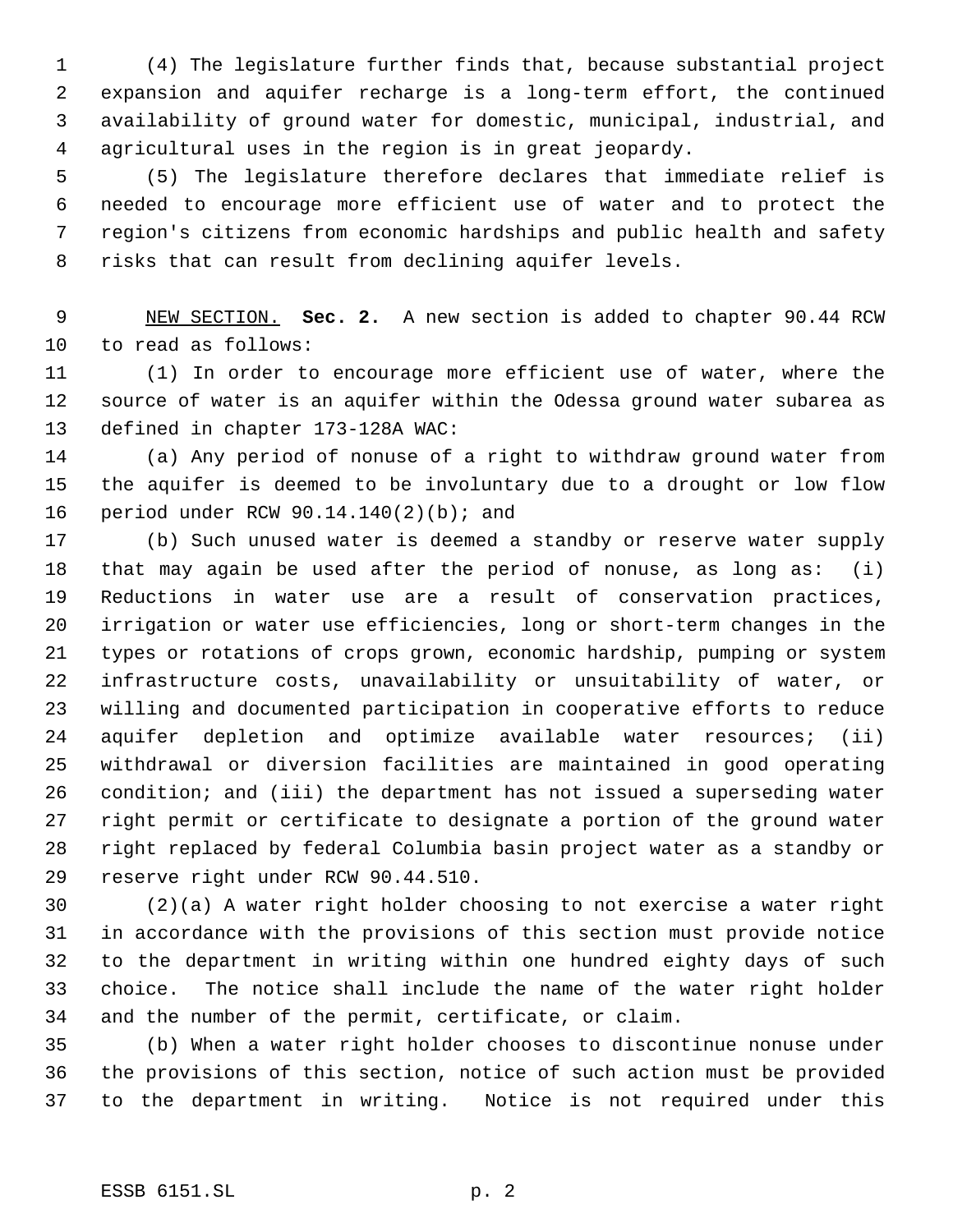(4) The legislature further finds that, because substantial project expansion and aquifer recharge is a long-term effort, the continued availability of ground water for domestic, municipal, industrial, and agricultural uses in the region is in great jeopardy.

(5) The legislature therefore declares that immediate relief is needed to encourage more efficient use of water and to protect the region's citizens from economic hardships and public health and safety risks that can result from declining aquifer levels.

NEW SECTION. **Sec. 2.** A new section is added to chapter 90.44 RCW to read as follows:

(1) In order to encourage more efficient use of water, where the source of water is an aquifer within the Odessa ground water subarea as defined in chapter 173-128A WAC:

(a) Any period of nonuse of a right to withdraw ground water from the aquifer is deemed to be involuntary due to a drought or low flow period under RCW 90.14.140(2)(b); and

(b) Such unused water is deemed a standby or reserve water supply that may again be used after the period of nonuse, as long as: (i) Reductions in water use are a result of conservation practices, irrigation or water use efficiencies, long or short-term changes in the types or rotations of crops grown, economic hardship, pumping or system infrastructure costs, unavailability or unsuitability of water, or willing and documented participation in cooperative efforts to reduce aquifer depletion and optimize available water resources; (ii) withdrawal or diversion facilities are maintained in good operating condition; and (iii) the department has not issued a superseding water right permit or certificate to designate a portion of the ground water right replaced by federal Columbia basin project water as a standby or reserve right under RCW 90.44.510.

(2)(a) A water right holder choosing to not exercise a water right in accordance with the provisions of this section must provide notice to the department in writing within one hundred eighty days of such choice. The notice shall include the name of the water right holder and the number of the permit, certificate, or claim.

(b) When a water right holder chooses to discontinue nonuse under the provisions of this section, notice of such action must be provided to the department in writing. Notice is not required under this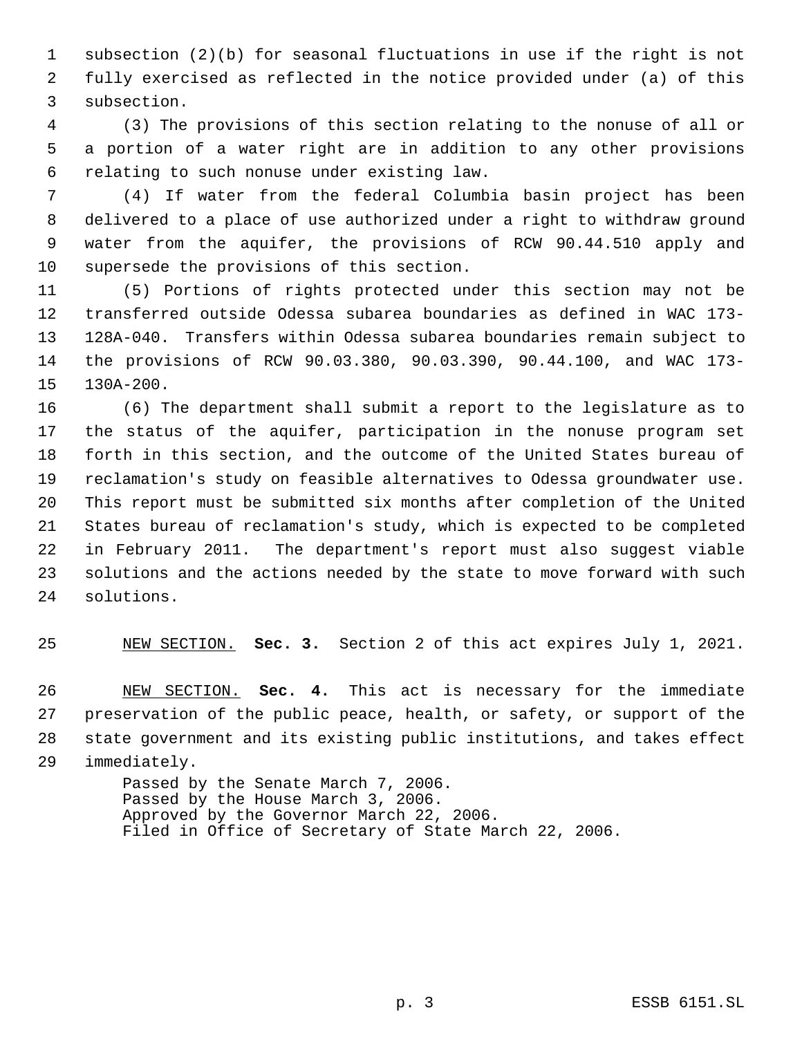subsection (2)(b) for seasonal fluctuations in use if the right is not fully exercised as reflected in the notice provided under (a) of this subsection.

(3) The provisions of this section relating to the nonuse of all or a portion of a water right are in addition to any other provisions relating to such nonuse under existing law.

(4) If water from the federal Columbia basin project has been delivered to a place of use authorized under a right to withdraw ground water from the aquifer, the provisions of RCW 90.44.510 apply and supersede the provisions of this section.

(5) Portions of rights protected under this section may not be transferred outside Odessa subarea boundaries as defined in WAC 173-128A-040. Transfers within Odessa subarea boundaries remain subject to the provisions of RCW 90.03.380, 90.03.390, 90.44.100, and WAC 173-130A-200.

(6) The department shall submit a report to the legislature as to the status of the aquifer, participation in the nonuse program set forth in this section, and the outcome of the United States bureau of reclamation's study on feasible alternatives to Odessa groundwater use. This report must be submitted six months after completion of the United States bureau of reclamation's study, which is expected to be completed in February 2011. The department's report must also suggest viable solutions and the actions needed by the state to move forward with such solutions.

NEW SECTION. **Sec. 3.** Section 2 of this act expires July 1, 2021.

NEW SECTION. **Sec. 4.** This act is necessary for the immediate preservation of the public peace, health, or safety, or support of the state government and its existing public institutions, and takes effect immediately.

Passed by the Senate March 7, 2006.
Passed by the House March 3, 2006.
Approved by the Governor March 22, 2006.
Filed in Office of Secretary of State March 22, 2006.